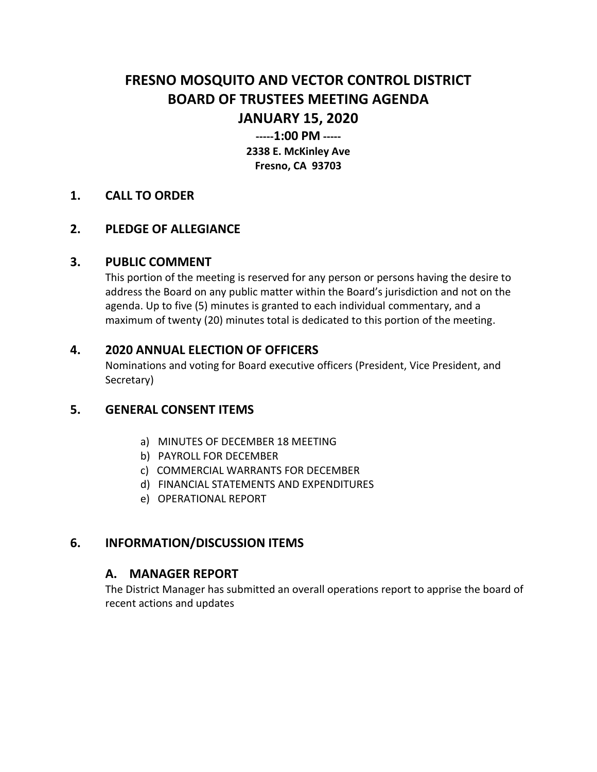# FRESNO MOSQUITO AND VECTOR CONTROL DISTRICT
# BOARD OF TRUSTEES MEETING AGENDA
# JANUARY 15, 2020

**-----1:00 PM -----**

**2338 E. McKinley Ave**
**Fresno, CA 93703**

## 1. CALL TO ORDER

## 2. PLEDGE OF ALLEGIANCE

## 3. PUBLIC COMMENT

This portion of the meeting is reserved for any person or persons having the desire to address the Board on any public matter within the Board's jurisdiction and not on the agenda. Up to five (5) minutes is granted to each individual commentary, and a maximum of twenty (20) minutes total is dedicated to this portion of the meeting.

## 4. 2020 ANNUAL ELECTION OF OFFICERS

Nominations and voting for Board executive officers (President, Vice President, and Secretary)

## 5. GENERAL CONSENT ITEMS

a) MINUTES OF DECEMBER 18 MEETING
b) PAYROLL FOR DECEMBER
c) COMMERCIAL WARRANTS FOR DECEMBER
d) FINANCIAL STATEMENTS AND EXPENDITURES
e) OPERATIONAL REPORT

## 6. INFORMATION/DISCUSSION ITEMS

### A. MANAGER REPORT

The District Manager has submitted an overall operations report to apprise the board of recent actions and updates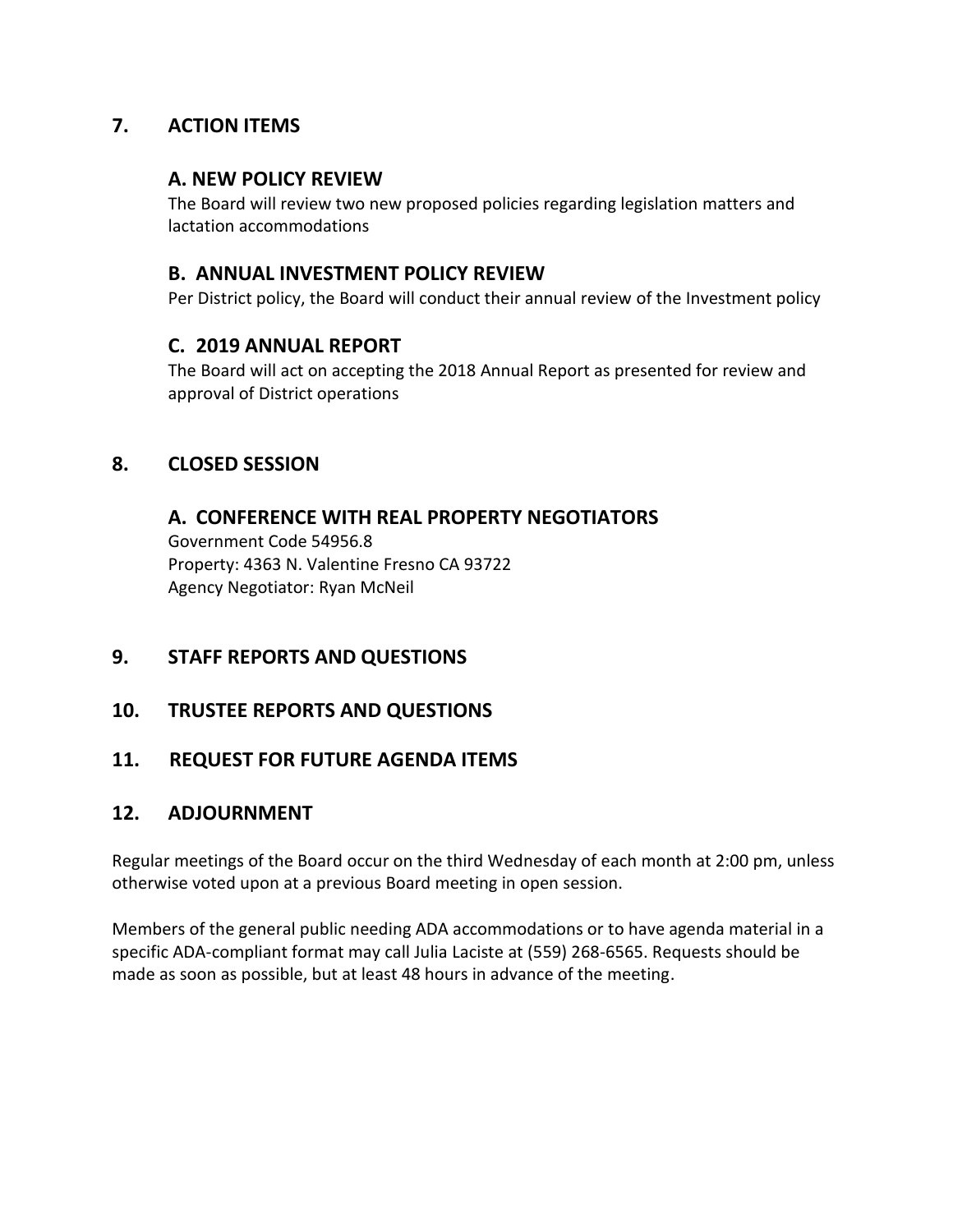## 7. ACTION ITEMS

### A. NEW POLICY REVIEW

The Board will review two new proposed policies regarding legislation matters and lactation accommodations

### B. ANNUAL INVESTMENT POLICY REVIEW

Per District policy, the Board will conduct their annual review of the Investment policy

### C. 2019 ANNUAL REPORT

The Board will act on accepting the 2018 Annual Report as presented for review and approval of District operations

## 8. CLOSED SESSION

### A. CONFERENCE WITH REAL PROPERTY NEGOTIATORS

Government Code 54956.8
Property: 4363 N. Valentine Fresno CA 93722
Agency Negotiator: Ryan McNeil

## 9. STAFF REPORTS AND QUESTIONS

## 10. TRUSTEE REPORTS AND QUESTIONS

## 11. REQUEST FOR FUTURE AGENDA ITEMS

## 12. ADJOURNMENT

Regular meetings of the Board occur on the third Wednesday of each month at 2:00 pm, unless otherwise voted upon at a previous Board meeting in open session.

Members of the general public needing ADA accommodations or to have agenda material in a specific ADA-compliant format may call Julia Laciste at (559) 268-6565. Requests should be made as soon as possible, but at least 48 hours in advance of the meeting.